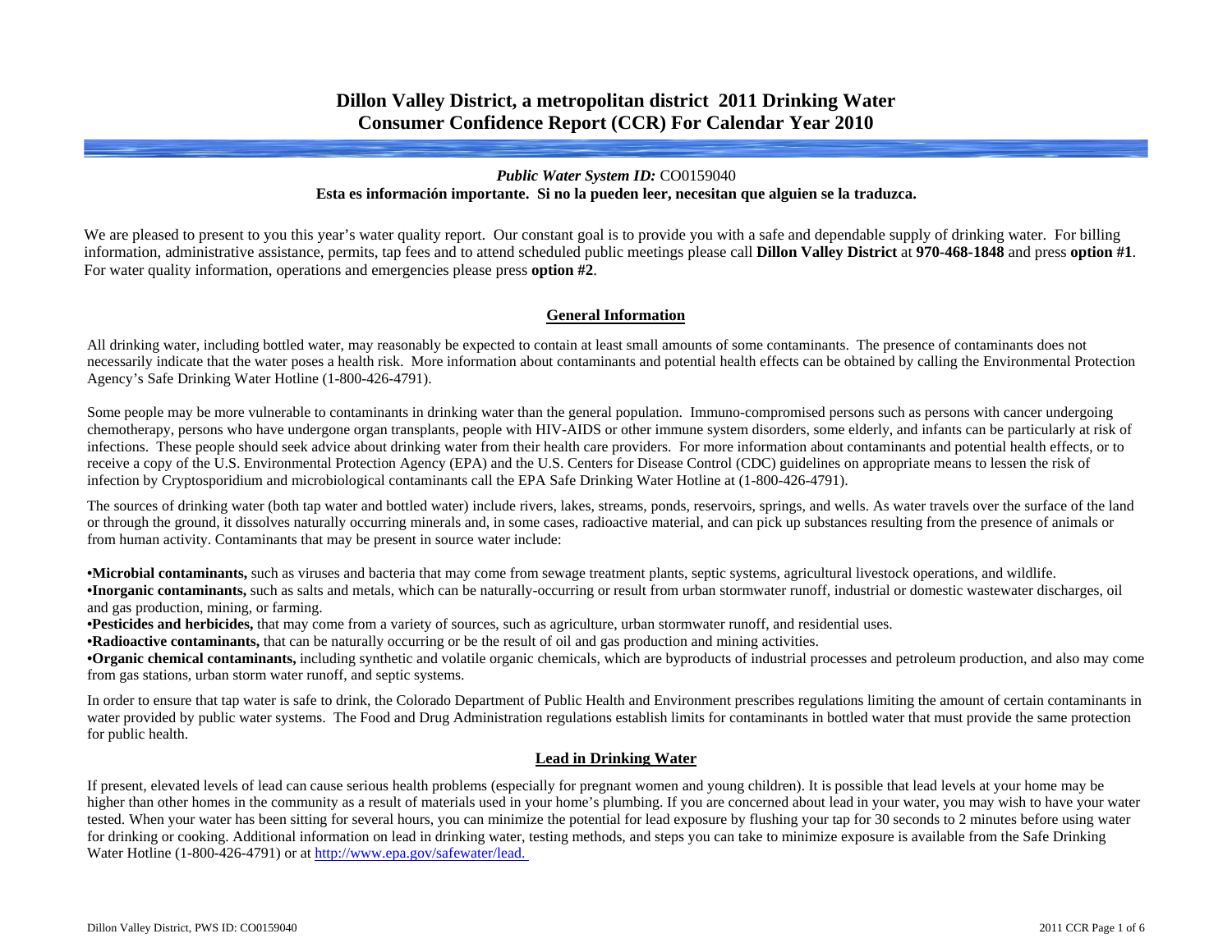# Dillon Valley District, a metropolitan district 2011 Drinking Water Consumer Confidence Report (CCR) For Calendar Year 2010

***Public Water System ID:*** CO0159040

**Esta es información importante. Si no la pueden leer, necesitan que alguien se la traduzca.**

We are pleased to present to you this year's water quality report. Our constant goal is to provide you with a safe and dependable supply of drinking water. For billing information, administrative assistance, permits, tap fees and to attend scheduled public meetings please call **Dillon Valley District** at **970-468-1848** and press **option #1**. For water quality information, operations and emergencies please press **option #2**.

## General Information

All drinking water, including bottled water, may reasonably be expected to contain at least small amounts of some contaminants. The presence of contaminants does not necessarily indicate that the water poses a health risk. More information about contaminants and potential health effects can be obtained by calling the Environmental Protection Agency's Safe Drinking Water Hotline (1-800-426-4791).

Some people may be more vulnerable to contaminants in drinking water than the general population. Immuno-compromised persons such as persons with cancer undergoing chemotherapy, persons who have undergone organ transplants, people with HIV-AIDS or other immune system disorders, some elderly, and infants can be particularly at risk of infections. These people should seek advice about drinking water from their health care providers. For more information about contaminants and potential health effects, or to receive a copy of the U.S. Environmental Protection Agency (EPA) and the U.S. Centers for Disease Control (CDC) guidelines on appropriate means to lessen the risk of infection by Cryptosporidium and microbiological contaminants call the EPA Safe Drinking Water Hotline at (1-800-426-4791).

The sources of drinking water (both tap water and bottled water) include rivers, lakes, streams, ponds, reservoirs, springs, and wells. As water travels over the surface of the land or through the ground, it dissolves naturally occurring minerals and, in some cases, radioactive material, and can pick up substances resulting from the presence of animals or from human activity. Contaminants that may be present in source water include:

- **Microbial contaminants,** such as viruses and bacteria that may come from sewage treatment plants, septic systems, agricultural livestock operations, and wildlife.
- **Inorganic contaminants,** such as salts and metals, which can be naturally-occurring or result from urban stormwater runoff, industrial or domestic wastewater discharges, oil and gas production, mining, or farming.
- **Pesticides and herbicides,** that may come from a variety of sources, such as agriculture, urban stormwater runoff, and residential uses.
- **Radioactive contaminants,** that can be naturally occurring or be the result of oil and gas production and mining activities.
- **Organic chemical contaminants,** including synthetic and volatile organic chemicals, which are byproducts of industrial processes and petroleum production, and also may come from gas stations, urban storm water runoff, and septic systems.

In order to ensure that tap water is safe to drink, the Colorado Department of Public Health and Environment prescribes regulations limiting the amount of certain contaminants in water provided by public water systems. The Food and Drug Administration regulations establish limits for contaminants in bottled water that must provide the same protection for public health.

## Lead in Drinking Water

If present, elevated levels of lead can cause serious health problems (especially for pregnant women and young children). It is possible that lead levels at your home may be higher than other homes in the community as a result of materials used in your home's plumbing. If you are concerned about lead in your water, you may wish to have your water tested. When your water has been sitting for several hours, you can minimize the potential for lead exposure by flushing your tap for 30 seconds to 2 minutes before using water for drinking or cooking. Additional information on lead in drinking water, testing methods, and steps you can take to minimize exposure is available from the Safe Drinking Water Hotline (1-800-426-4791) or at http://www.epa.gov/safewater/lead.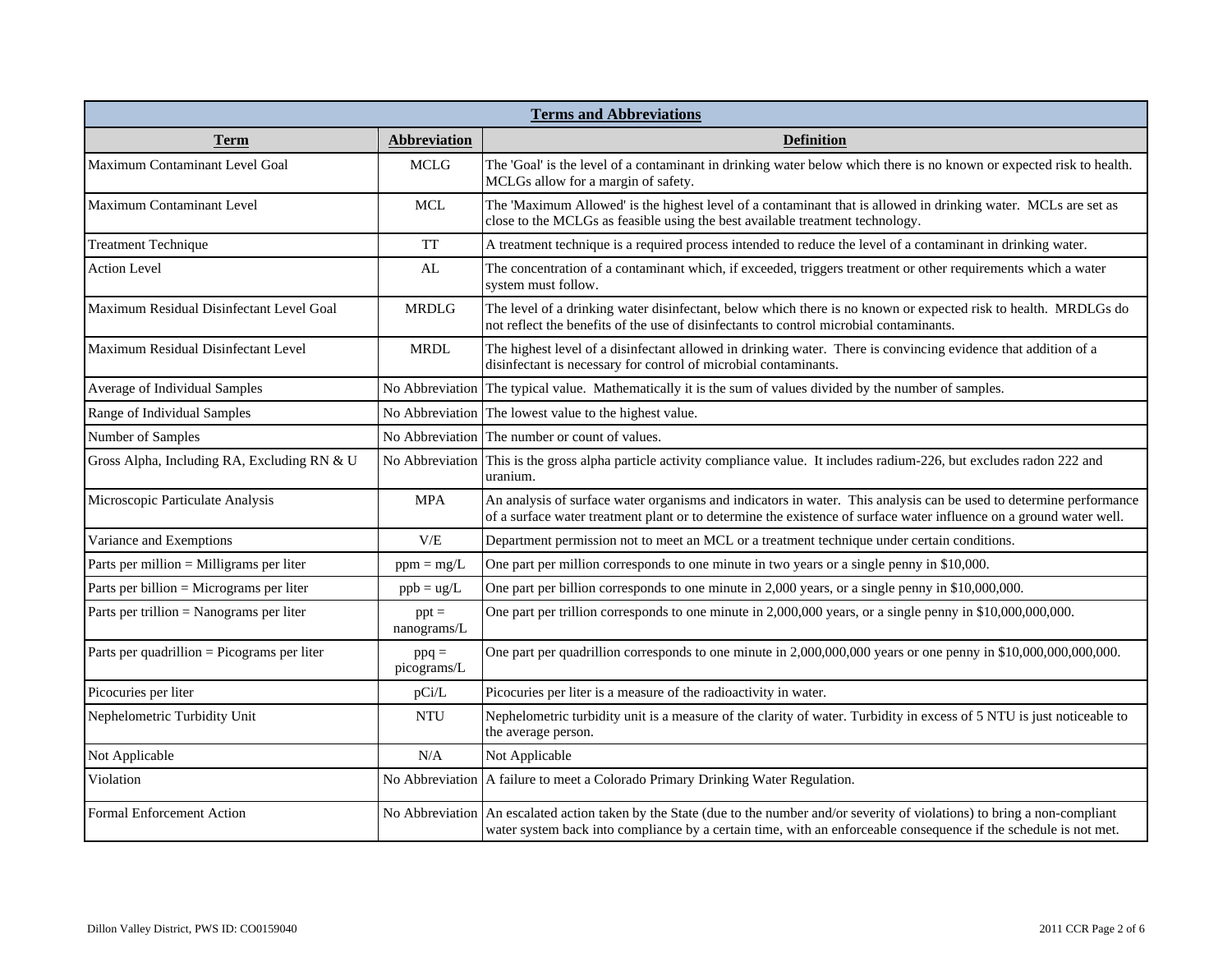| **Terms and Abbreviations** | | |
|---|---|---|
| **Term** | **Abbreviation** | **Definition** |
| Maximum Contaminant Level Goal | MCLG | The 'Goal' is the level of a contaminant in drinking water below which there is no known or expected risk to health. MCLGs allow for a margin of safety. |
| Maximum Contaminant Level | MCL | The 'Maximum Allowed' is the highest level of a contaminant that is allowed in drinking water. MCLs are set as close to the MCLGs as feasible using the best available treatment technology. |
| Treatment Technique | TT | A treatment technique is a required process intended to reduce the level of a contaminant in drinking water. |
| Action Level | AL | The concentration of a contaminant which, if exceeded, triggers treatment or other requirements which a water system must follow. |
| Maximum Residual Disinfectant Level Goal | MRDLG | The level of a drinking water disinfectant, below which there is no known or expected risk to health. MRDLGs do not reflect the benefits of the use of disinfectants to control microbial contaminants. |
| Maximum Residual Disinfectant Level | MRDL | The highest level of a disinfectant allowed in drinking water. There is convincing evidence that addition of a disinfectant is necessary for control of microbial contaminants. |
| Average of Individual Samples | No Abbreviation | The typical value. Mathematically it is the sum of values divided by the number of samples. |
| Range of Individual Samples | No Abbreviation | The lowest value to the highest value. |
| Number of Samples | No Abbreviation | The number or count of values. |
| Gross Alpha, Including RA, Excluding RN & U | No Abbreviation | This is the gross alpha particle activity compliance value. It includes radium-226, but excludes radon 222 and uranium. |
| Microscopic Particulate Analysis | MPA | An analysis of surface water organisms and indicators in water. This analysis can be used to determine performance of a surface water treatment plant or to determine the existence of surface water influence on a ground water well. |
| Variance and Exemptions | V/E | Department permission not to meet an MCL or a treatment technique under certain conditions. |
| Parts per million = Milligrams per liter | ppm = mg/L | One part per million corresponds to one minute in two years or a single penny in $10,000. |
| Parts per billion = Micrograms per liter | ppb = ug/L | One part per billion corresponds to one minute in 2,000 years, or a single penny in $10,000,000. |
| Parts per trillion = Nanograms per liter | ppt = nanograms/L | One part per trillion corresponds to one minute in 2,000,000 years, or a single penny in $10,000,000,000. |
| Parts per quadrillion = Picograms per liter | ppq = picograms/L | One part per quadrillion corresponds to one minute in 2,000,000,000 years or one penny in $10,000,000,000,000. |
| Picocuries per liter | pCi/L | Picocuries per liter is a measure of the radioactivity in water. |
| Nephelometric Turbidity Unit | NTU | Nephelometric turbidity unit is a measure of the clarity of water. Turbidity in excess of 5 NTU is just noticeable to the average person. |
| Not Applicable | N/A | Not Applicable |
| Violation | No Abbreviation | A failure to meet a Colorado Primary Drinking Water Regulation. |
| Formal Enforcement Action | No Abbreviation | An escalated action taken by the State (due to the number and/or severity of violations) to bring a non-compliant water system back into compliance by a certain time, with an enforceable consequence if the schedule is not met. |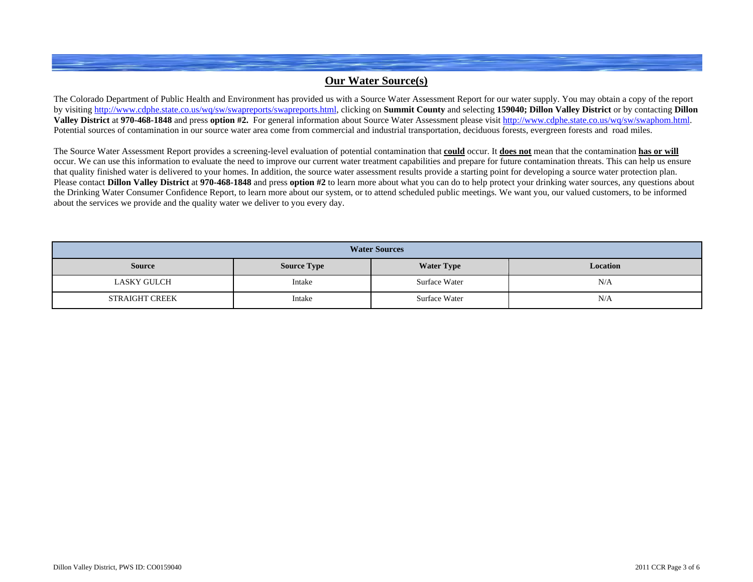# Our Water Source(s)

The Colorado Department of Public Health and Environment has provided us with a Source Water Assessment Report for our water supply. You may obtain a copy of the report by visiting http://www.cdphe.state.co.us/wq/sw/swapreports/swapreports.html, clicking on **Summit County** and selecting **159040; Dillon Valley District** or by contacting **Dillon Valley District** at **970-468-1848** and press **option #2.** For general information about Source Water Assessment please visit http://www.cdphe.state.co.us/wq/sw/swaphom.html. Potential sources of contamination in our source water area come from commercial and industrial transportation, deciduous forests, evergreen forests and road miles.

The Source Water Assessment Report provides a screening-level evaluation of potential contamination that **could** occur. It **does not** mean that the contamination **has or will** occur. We can use this information to evaluate the need to improve our current water treatment capabilities and prepare for future contamination threats. This can help us ensure that quality finished water is delivered to your homes. In addition, the source water assessment results provide a starting point for developing a source water protection plan. Please contact **Dillon Valley District** at **970-468-1848** and press **option #2** to learn more about what you can do to help protect your drinking water sources, any questions about the Drinking Water Consumer Confidence Report, to learn more about our system, or to attend scheduled public meetings. We want you, our valued customers, to be informed about the services we provide and the quality water we deliver to you every day.

| Water Sources | | | |
|---|---|---|---|
| **Source** | **Source Type** | **Water Type** | **Location** |
| LASKY GULCH | Intake | Surface Water | N/A |
| STRAIGHT CREEK | Intake | Surface Water | N/A |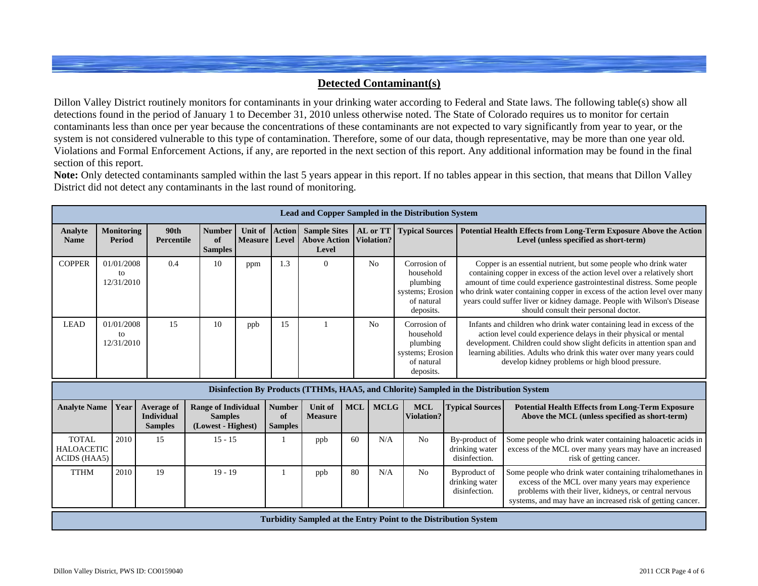## Detected Contaminant(s)

Dillon Valley District routinely monitors for contaminants in your drinking water according to Federal and State laws. The following table(s) show all detections found in the period of January 1 to December 31, 2010 unless otherwise noted. The State of Colorado requires us to monitor for certain contaminants less than once per year because the concentrations of these contaminants are not expected to vary significantly from year to year, or the system is not considered vulnerable to this type of contamination. Therefore, some of our data, though representative, may be more than one year old. Violations and Formal Enforcement Actions, if any, are reported in the next section of this report. Any additional information may be found in the final section of this report.

**Note:** Only detected contaminants sampled within the last 5 years appear in this report. If no tables appear in this section, that means that Dillon Valley District did not detect any contaminants in the last round of monitoring.

**Lead and Copper Sampled in the Distribution System**

| Analyte Name | Monitoring Period | 90th Percentile | Number of Samples | Unit of Measure | Action Level | Sample Sites Above Action Level | AL or TT Violation? | Typical Sources | Potential Health Effects from Long-Term Exposure Above the Action Level (unless specified as short-term) |
|---|---|---|---|---|---|---|---|---|---|
| COPPER | 01/01/2008 to 12/31/2010 | 0.4 | 10 | ppm | 1.3 | 0 | No | Corrosion of household plumbing systems; Erosion of natural deposits. | Copper is an essential nutrient, but some people who drink water containing copper in excess of the action level over a relatively short amount of time could experience gastrointestinal distress. Some people who drink water containing copper in excess of the action level over many years could suffer liver or kidney damage. People with Wilson's Disease should consult their personal doctor. |
| LEAD | 01/01/2008 to 12/31/2010 | 15 | 10 | ppb | 15 | 1 | No | Corrosion of household plumbing systems; Erosion of natural deposits. | Infants and children who drink water containing lead in excess of the action level could experience delays in their physical or mental development. Children could show slight deficits in attention span and learning abilities. Adults who drink this water over many years could develop kidney problems or high blood pressure. |

**Disinfection By Products (TTHMs, HAA5, and Chlorite) Sampled in the Distribution System**

| Analyte Name | Year | Average of Individual Samples | Range of Individual Samples (Lowest - Highest) | Number of Samples | Unit of Measure | MCL | MCLG | MCL Violation? | Typical Sources | Potential Health Effects from Long-Term Exposure Above the MCL (unless specified as short-term) |
|---|---|---|---|---|---|---|---|---|---|---|
| TOTAL HALOACETIC ACIDS (HAA5) | 2010 | 15 | 15 - 15 | 1 | ppb | 60 | N/A | No | By-product of drinking water disinfection. | Some people who drink water containing haloacetic acids in excess of the MCL over many years may have an increased risk of getting cancer. |
| TTHM | 2010 | 19 | 19 - 19 | 1 | ppb | 80 | N/A | No | Byproduct of drinking water disinfection. | Some people who drink water containing trihalomethanes in excess of the MCL over many years may experience problems with their liver, kidneys, or central nervous systems, and may have an increased risk of getting cancer. |

**Turbidity Sampled at the Entry Point to the Distribution System**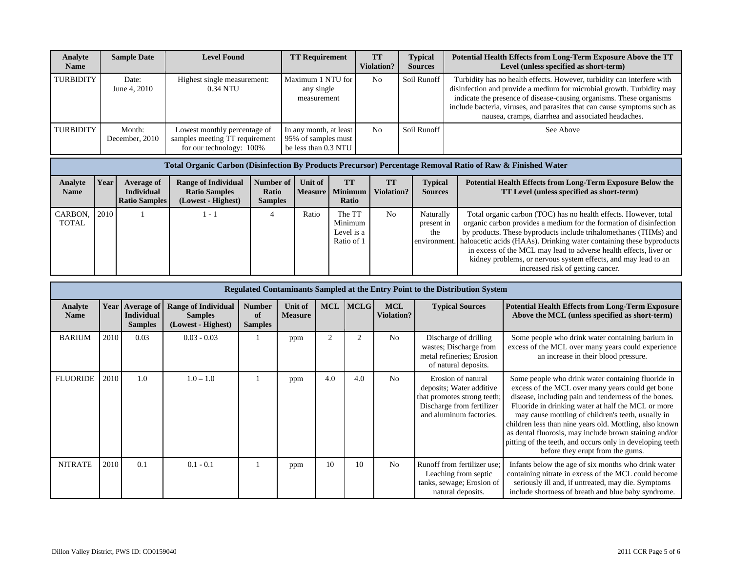| Analyte Name | Sample Date | Level Found | TT Requirement | TT Violation? | Typical Sources | Potential Health Effects from Long-Term Exposure Above the TT Level (unless specified as short-term) |
|---|---|---|---|---|---|---|
| TURBIDITY | Date: June 4, 2010 | Highest single measurement: 0.34 NTU | Maximum 1 NTU for any single measurement | No | Soil Runoff | Turbidity has no health effects. However, turbidity can interfere with disinfection and provide a medium for microbial growth. Turbidity may indicate the presence of disease-causing organisms. These organisms include bacteria, viruses, and parasites that can cause symptoms such as nausea, cramps, diarrhea and associated headaches. |
| TURBIDITY | Month: December, 2010 | Lowest monthly percentage of samples meeting TT requirement for our technology: 100% | In any month, at least 95% of samples must be less than 0.3 NTU | No | Soil Runoff | See Above |

| Total Organic Carbon (Disinfection By Products Precursor) Percentage Removal Ratio of Raw & Finished Water | | | | | | | | | |
|---|---|---|---|---|---|---|---|---|---|
| **Analyte Name** | **Year** | **Average of Individual Ratio Samples** | **Range of Individual Ratio Samples (Lowest - Highest)** | **Number of Ratio Samples** | **Unit of Measure** | **TT Minimum Ratio** | **TT Violation?** | **Typical Sources** | **Potential Health Effects from Long-Term Exposure Below the TT Level (unless specified as short-term)** |
| CARBON, TOTAL | 2010 | 1 | 1 - 1 | 4 | Ratio | The TT Minimum Level is a Ratio of 1 | No | Naturally present in the environment. | Total organic carbon (TOC) has no health effects. However, total organic carbon provides a medium for the formation of disinfection by products. These byproducts include trihalomethanes (THMs) and haloacetic acids (HAAs). Drinking water containing these byproducts in excess of the MCL may lead to adverse health effects, liver or kidney problems, or nervous system effects, and may lead to an increased risk of getting cancer. |

| Regulated Contaminants Sampled at the Entry Point to the Distribution System | | | | | | | | | | |
|---|---|---|---|---|---|---|---|---|---|---|
| **Analyte Name** | **Year** | **Average of Individual Samples** | **Range of Individual Samples (Lowest - Highest)** | **Number of Samples** | **Unit of Measure** | **MCL** | **MCLG** | **MCL Violation?** | **Typical Sources** | **Potential Health Effects from Long-Term Exposure Above the MCL (unless specified as short-term)** |
| BARIUM | 2010 | 0.03 | 0.03 - 0.03 | 1 | ppm | 2 | 2 | No | Discharge of drilling wastes; Discharge from metal refineries; Erosion of natural deposits. | Some people who drink water containing barium in excess of the MCL over many years could experience an increase in their blood pressure. |
| FLUORIDE | 2010 | 1.0 | 1.0 – 1.0 | 1 | ppm | 4.0 | 4.0 | No | Erosion of natural deposits; Water additive that promotes strong teeth; Discharge from fertilizer and aluminum factories. | Some people who drink water containing fluoride in excess of the MCL over many years could get bone disease, including pain and tenderness of the bones. Fluoride in drinking water at half the MCL or more may cause mottling of children's teeth, usually in children less than nine years old. Mottling, also known as dental fluorosis, may include brown staining and/or pitting of the teeth, and occurs only in developing teeth before they erupt from the gums. |
| NITRATE | 2010 | 0.1 | 0.1 - 0.1 | 1 | ppm | 10 | 10 | No | Runoff from fertilizer use; Leaching from septic tanks, sewage; Erosion of natural deposits. | Infants below the age of six months who drink water containing nitrate in excess of the MCL could become seriously ill and, if untreated, may die. Symptoms include shortness of breath and blue baby syndrome. |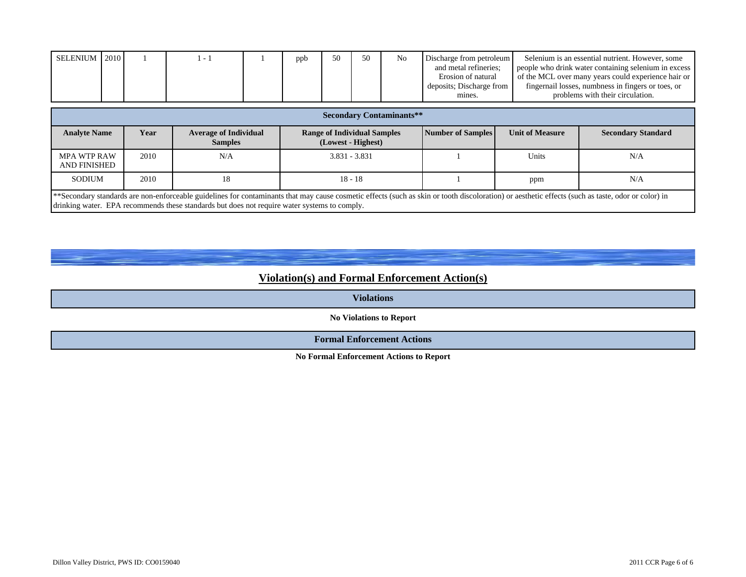| | | | | | | | | | | |
|---|---|---|---|---|---|---|---|---|---|---|
| SELENIUM | 2010 | 1 | 1 - 1 | 1 | ppb | 50 | 50 | No | Discharge from petroleum and metal refineries; Erosion of natural deposits; Discharge from mines. | Selenium is an essential nutrient. However, some people who drink water containing selenium in excess of the MCL over many years could experience hair or fingernail losses, numbness in fingers or toes, or problems with their circulation. |

**Secondary Contaminants****

| Analyte Name | Year | Average of Individual Samples | Range of Individual Samples (Lowest - Highest) | Number of Samples | Unit of Measure | Secondary Standard |
|---|---|---|---|---|---|---|
| MPA WTP RAW AND FINISHED | 2010 | N/A | 3.831 - 3.831 | 1 | Units | N/A |
| SODIUM | 2010 | 18 | 18 - 18 | 1 | ppm | N/A |

**Secondary standards are non-enforceable guidelines for contaminants that may cause cosmetic effects (such as skin or tooth discoloration) or aesthetic effects (such as taste, odor or color) in drinking water. EPA recommends these standards but does not require water systems to comply.

## Violation(s) and Formal Enforcement Action(s)

### Violations

**No Violations to Report**

### Formal Enforcement Actions

**No Formal Enforcement Actions to Report**

Dillon Valley District, PWS ID: CO0159040